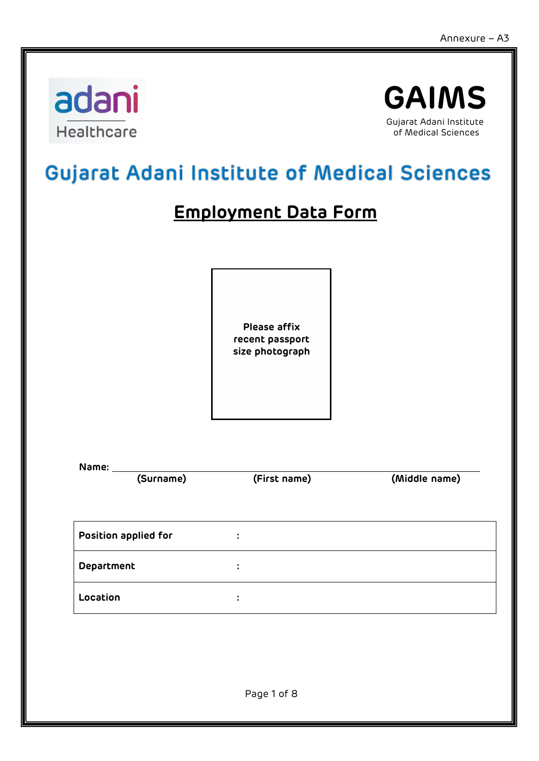Annexure – A3

adani Healthcare

**GAIMS**
Gujarat Adani Institute of Medical Sciences

# Gujarat Adani Institute of Medical Sciences

## Employment Data Form

**Please affix recent passport size photograph**

**Name:** ____________________________________________
**(Surname)** **(First name)** **(Middle name)**

| | |
|---|---|
| **Position applied for** | : |
| **Department** | : |
| **Location** | : |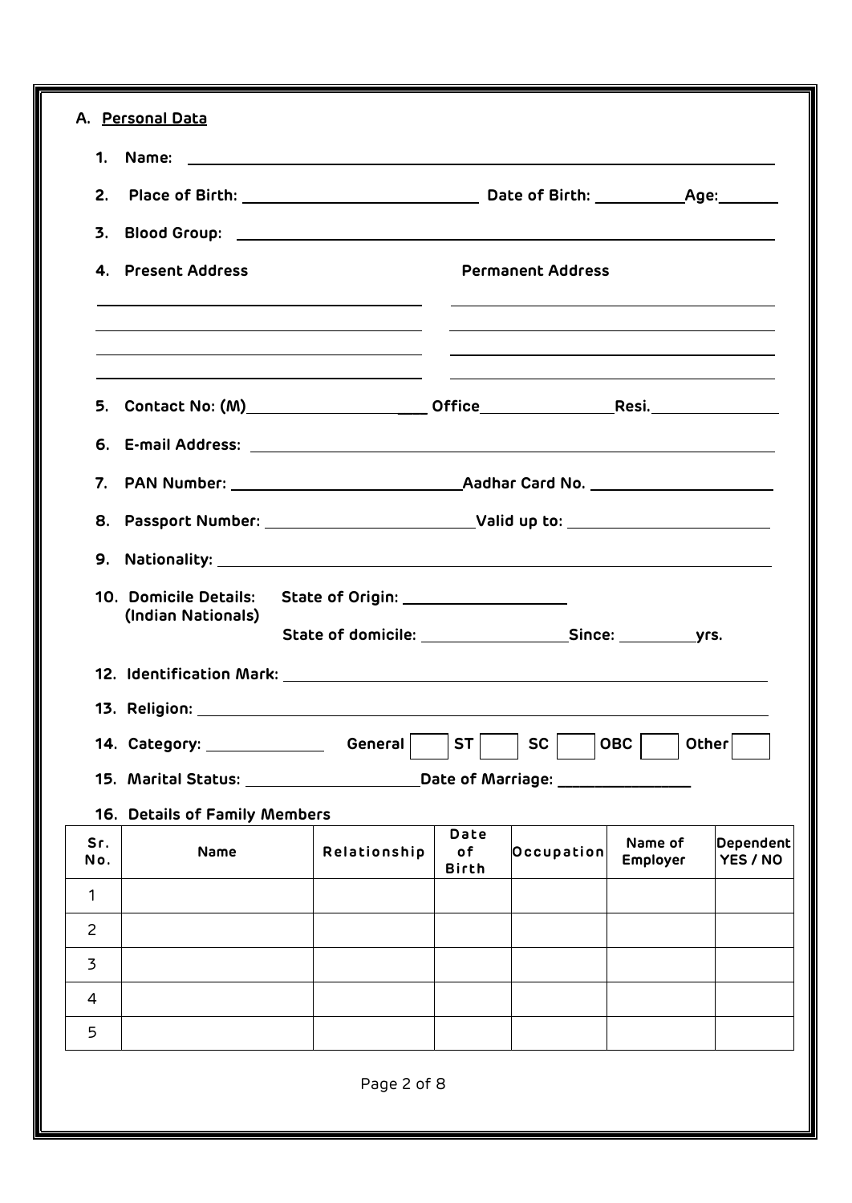## A. Personal Data

1. **Name:** ______________________________________________

2. **Place of Birth:** ______________________ **Date of Birth:** __________ **Age:** _______

3. **Blood Group:** ______________________________________________

4. **Present Address** ______________________________________________

   **Permanent Address** ______________________________________________

5. **Contact No: (M)** __________________ **Office** ______________ **Resi.** ______________

6. **E-mail Address:** ______________________________________________

7. **PAN Number:** ______________________ **Aadhar Card No.** ______________________

8. **Passport Number:** ______________________ **Valid up to:** ______________________

9. **Nationality:** ______________________________________________

10. **Domicile Details: (Indian Nationals)** **State of Origin:** __________________

    **State of domicile:** ________________ **Since:** ________ **yrs.**

12. **Identification Mark:** ______________________________________________

13. **Religion:** ______________________________________________

14. **Category:** ______________ **General** [ ] **ST** [ ] **SC** [ ] **OBC** [ ] **Other** [ ]

15. **Marital Status:** ____________________ **Date of Marriage:** ________________

16. **Details of Family Members**

| Sr. No. | Name | Relationship | Date of Birth | Occupation | Name of Employer | Dependent YES / NO |
|---|---|---|---|---|---|---|
| 1 | | | | | | |
| 2 | | | | | | |
| 3 | | | | | | |
| 4 | | | | | | |
| 5 | | | | | | |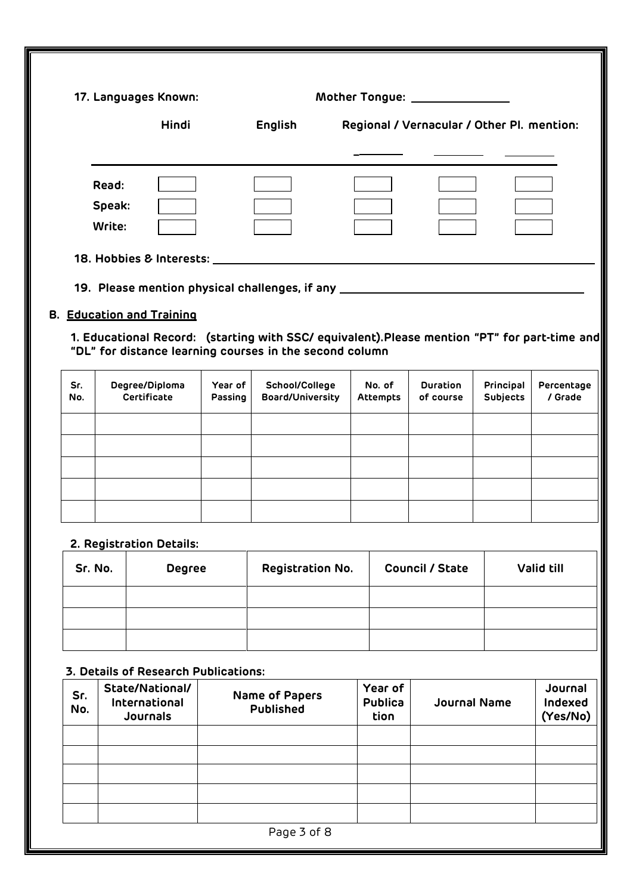17. Languages Known: Mother Tongue: _______________

| | Hindi | English | Regional / Vernacular / Other Pl. mention: ________ | ________ | ________ |
|---|---|---|---|---|---|
| Read: | | | | | |
| Speak: | | | | | |
| Write: | | | | | |

18. Hobbies & Interests: ________________________________________________

19. Please mention physical challenges, if any ________________________________

## B. Education and Training

**1. Educational Record:** (starting with SSC/ equivalent).Please mention "PT" for part-time and "DL" for distance learning courses in the second column

| Sr. No. | Degree/Diploma Certificate | Year of Passing | School/College Board/University | No. of Attempts | Duration of course | Principal Subjects | Percentage / Grade |
|---|---|---|---|---|---|---|---|
| | | | | | | | |
| | | | | | | | |
| | | | | | | | |
| | | | | | | | |
| | | | | | | | |

**2. Registration Details:**

| Sr. No. | Degree | Registration No. | Council / State | Valid till |
|---|---|---|---|---|
| | | | | |
| | | | | |
| | | | | |

**3. Details of Research Publications:**

| Sr. No. | State/National/ International Journals | Name of Papers Published | Year of Publication | Journal Name | Journal Indexed (Yes/No) |
|---|---|---|---|---|---|
| | | | | | |
| | | | | | |
| | | | | | |
| | | | | | |
| | | | | | |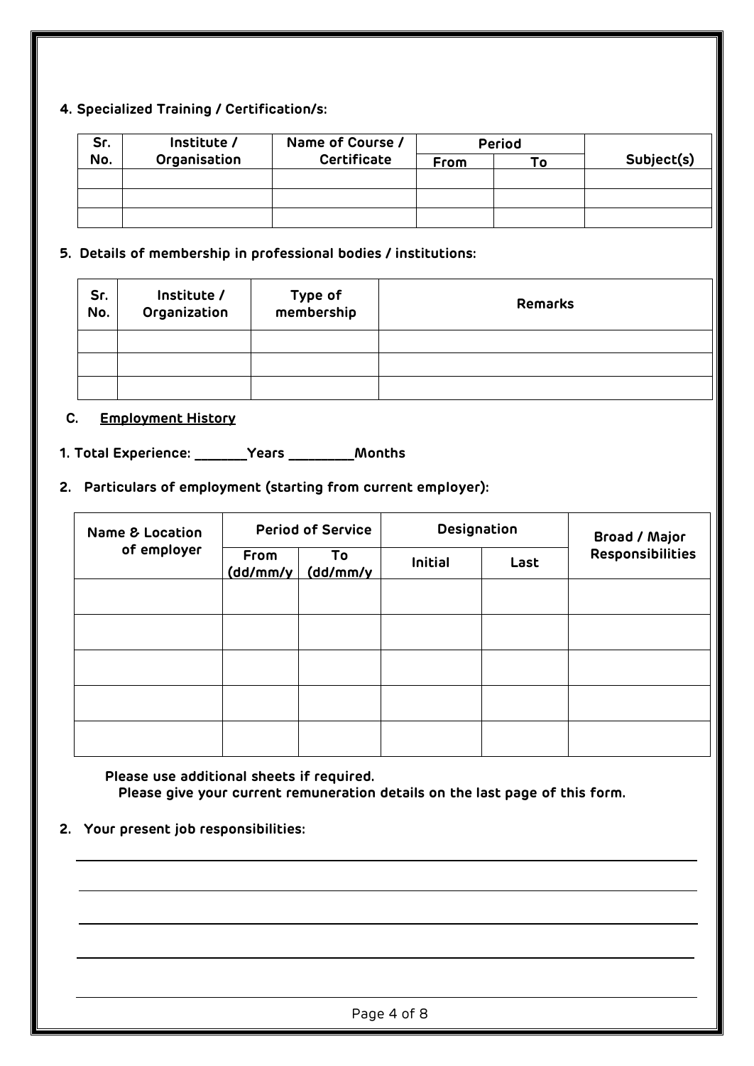**4. Specialized Training / Certification/s:**

| Sr. No. | Institute / Organisation | Name of Course / Certificate | Period | | Subject(s) |
|---|---|---|---|---|---|
| | | | From | To | |
| | | | | | |
| | | | | | |
| | | | | | |

**5. Details of membership in professional bodies / institutions:**

| Sr. No. | Institute / Organization | Type of membership | Remarks |
|---|---|---|---|
| | | | |
| | | | |
| | | | |

## C. Employment History

**1. Total Experience: _______Years _________Months**

**2. Particulars of employment (starting from current employer):**

| Name & Location of employer | Period of Service | | Designation | | Broad / Major Responsibilities |
|---|---|---|---|---|---|
| | From (dd/mm/y | To (dd/mm/y | Initial | Last | |
| | | | | | |
| | | | | | |
| | | | | | |
| | | | | | |
| | | | | | |

**Please use additional sheets if required.**
**Please give your current remuneration details on the last page of this form.**

**2. Your present job responsibilities:**

_______________________________________________________________

_______________________________________________________________

_______________________________________________________________

_______________________________________________________________

_______________________________________________________________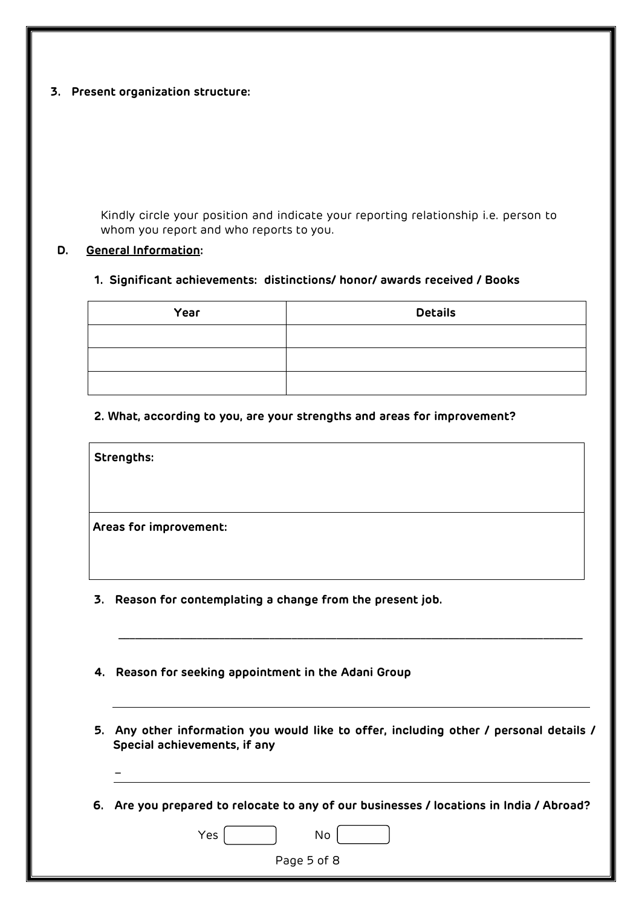3. **Present organization structure:**

Kindly circle your position and indicate your reporting relationship i.e. person to whom you report and who reports to you.

**D. General Information:**

1. **Significant achievements: distinctions/ honor/ awards received / Books**

| Year | Details |
|---|---|
| | |
| | |
| | |

2. **What, according to you, are your strengths and areas for improvement?**

| **Strengths:** |
|---|
| **Areas for improvement:** |

3. **Reason for contemplating a change from the present job.**

______________________________________________________________________________

4. **Reason for seeking appointment in the Adani Group**

______________________________________________________________________________

5. **Any other information you would like to offer, including other / personal details / Special achievements, if any**

______________________________________________________________________________

6. **Are you prepared to relocate to any of our businesses / locations in India / Abroad?**

Yes [ ] No [ ]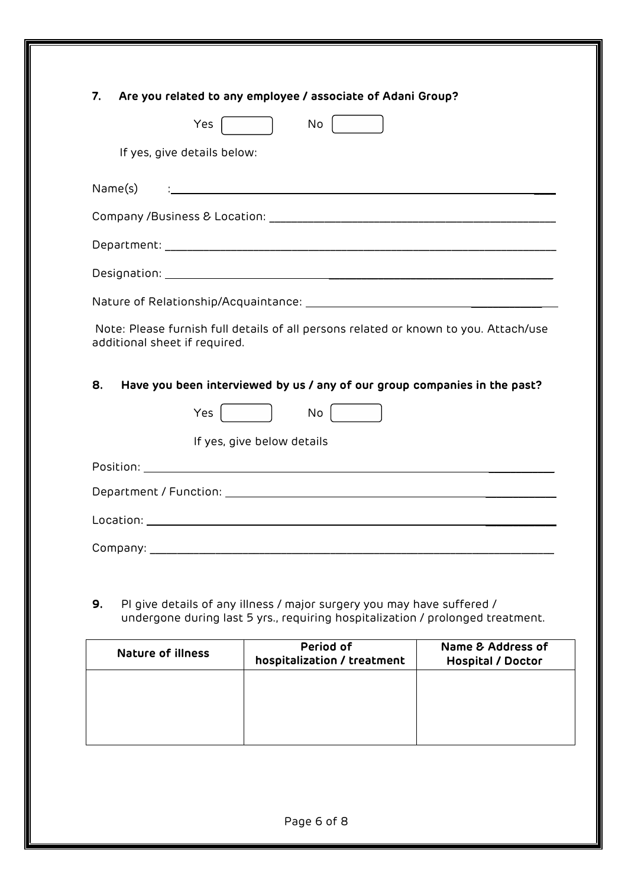**7. Are you related to any employee / associate of Adani Group?**

Yes [ ] No [ ]

If yes, give details below:

Name(s) : ____________________________________________

Company /Business & Location: ____________________________________________

Department: ____________________________________________

Designation: ____________________________________________

Nature of Relationship/Acquaintance: ____________________________________________

Note: Please furnish full details of all persons related or known to you. Attach/use additional sheet if required.

**8. Have you been interviewed by us / any of our group companies in the past?**

Yes [ ] No [ ]

If yes, give below details

Position: ____________________________________________

Department / Function: ____________________________________________

Location: ____________________________________________

Company: ____________________________________________

**9.** Pl give details of any illness / major surgery you may have suffered / undergone during last 5 yrs., requiring hospitalization / prolonged treatment.

| Nature of illness | Period of hospitalization / treatment | Name & Address of Hospital / Doctor |
|---|---|---|
| | | |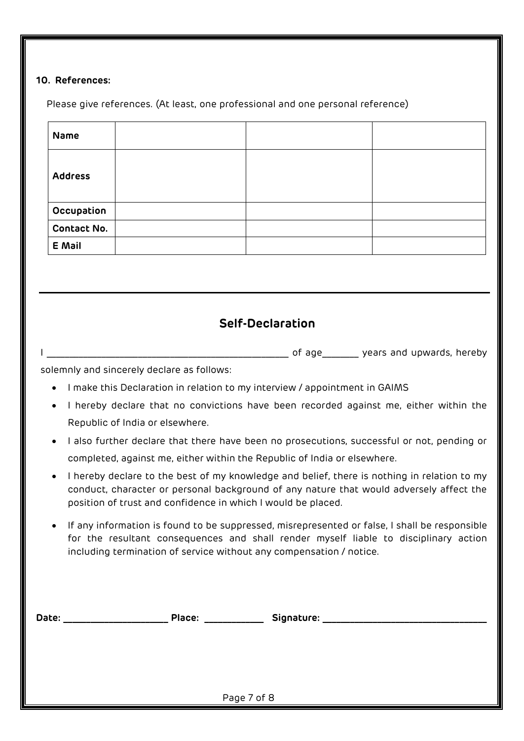**10. References:**

Please give references. (At least, one professional and one personal reference)

| **Name** | | | |
|---|---|---|---|
| **Address** | | | |
| **Occupation** | | | |
| **Contact No.** | | | |
| **E Mail** | | | |

---

## Self-Declaration

I ________________________________________________ of age_______ years and upwards, hereby solemnly and sincerely declare as follows:

- I make this Declaration in relation to my interview / appointment in GAIMS
- I hereby declare that no convictions have been recorded against me, either within the Republic of India or elsewhere.
- I also further declare that there have been no prosecutions, successful or not, pending or completed, against me, either within the Republic of India or elsewhere.
- I hereby declare to the best of my knowledge and belief, there is nothing in relation to my conduct, character or personal background of any nature that would adversely affect the position of trust and confidence in which I would be placed.
- If any information is found to be suppressed, misrepresented or false, I shall be responsible for the resultant consequences and shall render myself liable to disciplinary action including termination of service without any compensation / notice.

**Date:** ____________________ **Place:** ___________ **Signature:** ________________________________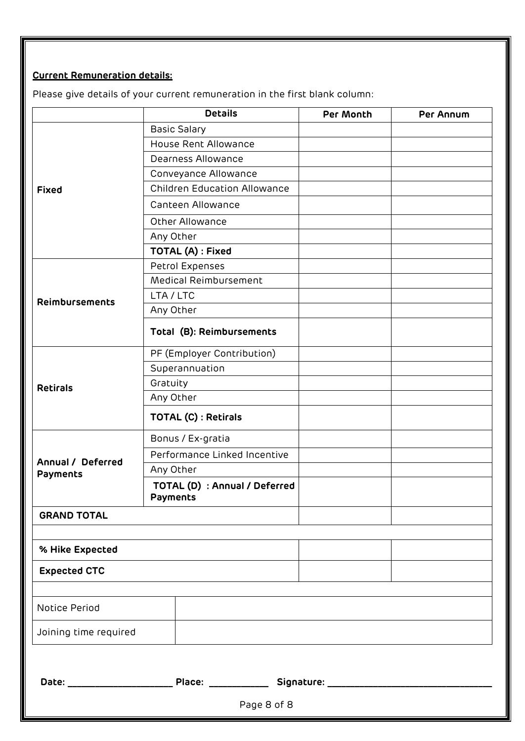**Current Remuneration details:**

Please give details of your current remuneration in the first blank column:

| | Details | Per Month | Per Annum |
|---|---|---|---|
| **Fixed** | Basic Salary | | |
| | House Rent Allowance | | |
| | Dearness Allowance | | |
| | Conveyance Allowance | | |
| | Children Education Allowance | | |
| | Canteen Allowance | | |
| | Other Allowance | | |
| | Any Other | | |
| | **TOTAL (A) : Fixed** | | |
| **Reimbursements** | Petrol Expenses | | |
| | Medical Reimbursement | | |
| | LTA / LTC | | |
| | Any Other | | |
| | **Total (B): Reimbursements** | | |
| **Retirals** | PF (Employer Contribution) | | |
| | Superannuation | | |
| | Gratuity | | |
| | Any Other | | |
| | **TOTAL (C) : Retirals** | | |
| **Annual / Deferred Payments** | Bonus / Ex-gratia | | |
| | Performance Linked Incentive | | |
| | Any Other | | |
| | **TOTAL (D) : Annual / Deferred Payments** | | |
| **GRAND TOTAL** | | | |
| | | | |
| **% Hike Expected** | | | |
| **Expected CTC** | | | |

| | |
|---|---|
| Notice Period | |
| Joining time required | |

**Date:** ____________________ **Place:** ___________ **Signature:** ______________________________